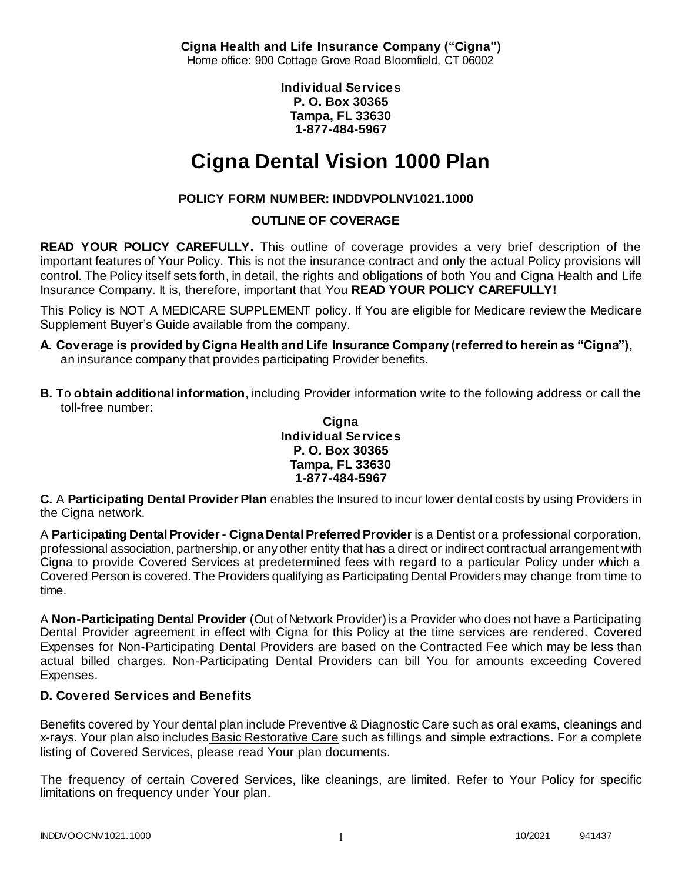**Cigna Health and Life Insurance Company ("Cigna")**
Home office: 900 Cottage Grove Road Bloomfield, CT 06002

**Individual Services**
**P. O. Box 30365**
**Tampa, FL 33630**
**1-877-484-5967**

# Cigna Dental Vision 1000 Plan

**POLICY FORM NUMBER: INDDVPOLNV1021.1000**

**OUTLINE OF COVERAGE**

**READ YOUR POLICY CAREFULLY.** This outline of coverage provides a very brief description of the important features of Your Policy. This is not the insurance contract and only the actual Policy provisions will control. The Policy itself sets forth, in detail, the rights and obligations of both You and Cigna Health and Life Insurance Company. It is, therefore, important that You **READ YOUR POLICY CAREFULLY!**

This Policy is NOT A MEDICARE SUPPLEMENT policy. If You are eligible for Medicare review the Medicare Supplement Buyer's Guide available from the company.

**A. Coverage is provided by Cigna Health and Life Insurance Company (referred to herein as "Cigna"),** an insurance company that provides participating Provider benefits.

**B.** To **obtain additional information**, including Provider information write to the following address or call the toll-free number:

**Cigna**
**Individual Services**
**P. O. Box 30365**
**Tampa, FL 33630**
**1-877-484-5967**

**C.** A **Participating Dental Provider Plan** enables the Insured to incur lower dental costs by using Providers in the Cigna network.

A **Participating Dental Provider - Cigna Dental Preferred Provider** is a Dentist or a professional corporation, professional association, partnership, or any other entity that has a direct or indirect contractual arrangement with Cigna to provide Covered Services at predetermined fees with regard to a particular Policy under which a Covered Person is covered. The Providers qualifying as Participating Dental Providers may change from time to time.

A **Non-Participating Dental Provider** (Out of Network Provider) is a Provider who does not have a Participating Dental Provider agreement in effect with Cigna for this Policy at the time services are rendered. Covered Expenses for Non-Participating Dental Providers are based on the Contracted Fee which may be less than actual billed charges. Non-Participating Dental Providers can bill You for amounts exceeding Covered Expenses.

**D. Covered Services and Benefits**

Benefits covered by Your dental plan include Preventive & Diagnostic Care such as oral exams, cleanings and x-rays. Your plan also includes Basic Restorative Care such as fillings and simple extractions. For a complete listing of Covered Services, please read Your plan documents.

The frequency of certain Covered Services, like cleanings, are limited. Refer to Your Policy for specific limitations on frequency under Your plan.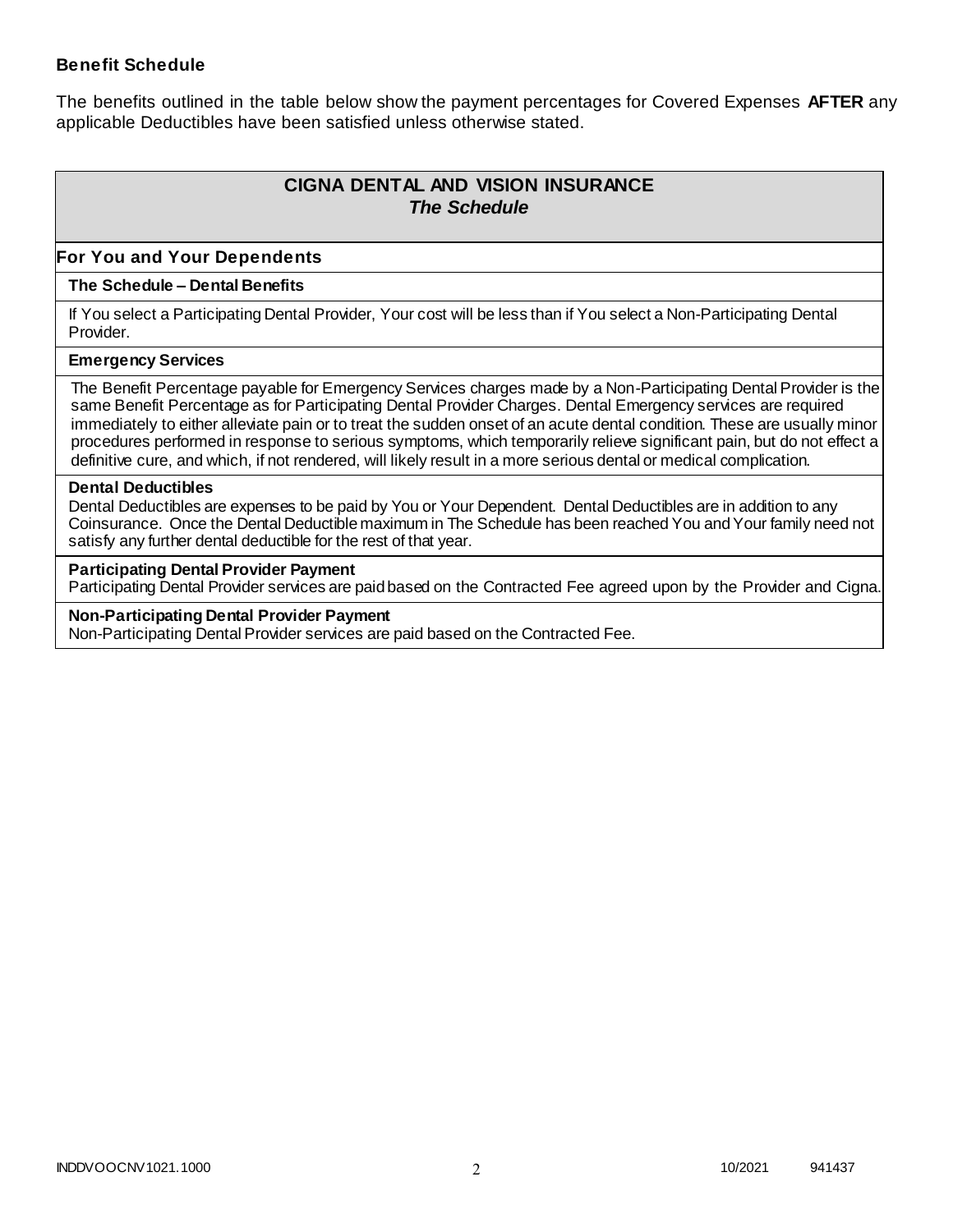**Benefit Schedule**

The benefits outlined in the table below show the payment percentages for Covered Expenses **AFTER** any applicable Deductibles have been satisfied unless otherwise stated.

## CIGNA DENTAL AND VISION INSURANCE
***The Schedule***

### For You and Your Dependents

**The Schedule – Dental Benefits**

If You select a Participating Dental Provider, Your cost will be less than if You select a Non-Participating Dental Provider.

**Emergency Services**

The Benefit Percentage payable for Emergency Services charges made by a Non-Participating Dental Provider is the same Benefit Percentage as for Participating Dental Provider Charges. Dental Emergency services are required immediately to either alleviate pain or to treat the sudden onset of an acute dental condition. These are usually minor procedures performed in response to serious symptoms, which temporarily relieve significant pain, but do not effect a definitive cure, and which, if not rendered, will likely result in a more serious dental or medical complication.

**Dental Deductibles**

Dental Deductibles are expenses to be paid by You or Your Dependent. Dental Deductibles are in addition to any Coinsurance. Once the Dental Deductible maximum in The Schedule has been reached You and Your family need not satisfy any further dental deductible for the rest of that year.

**Participating Dental Provider Payment**

Participating Dental Provider services are paid based on the Contracted Fee agreed upon by the Provider and Cigna.

**Non-Participating Dental Provider Payment**

Non-Participating Dental Provider services are paid based on the Contracted Fee.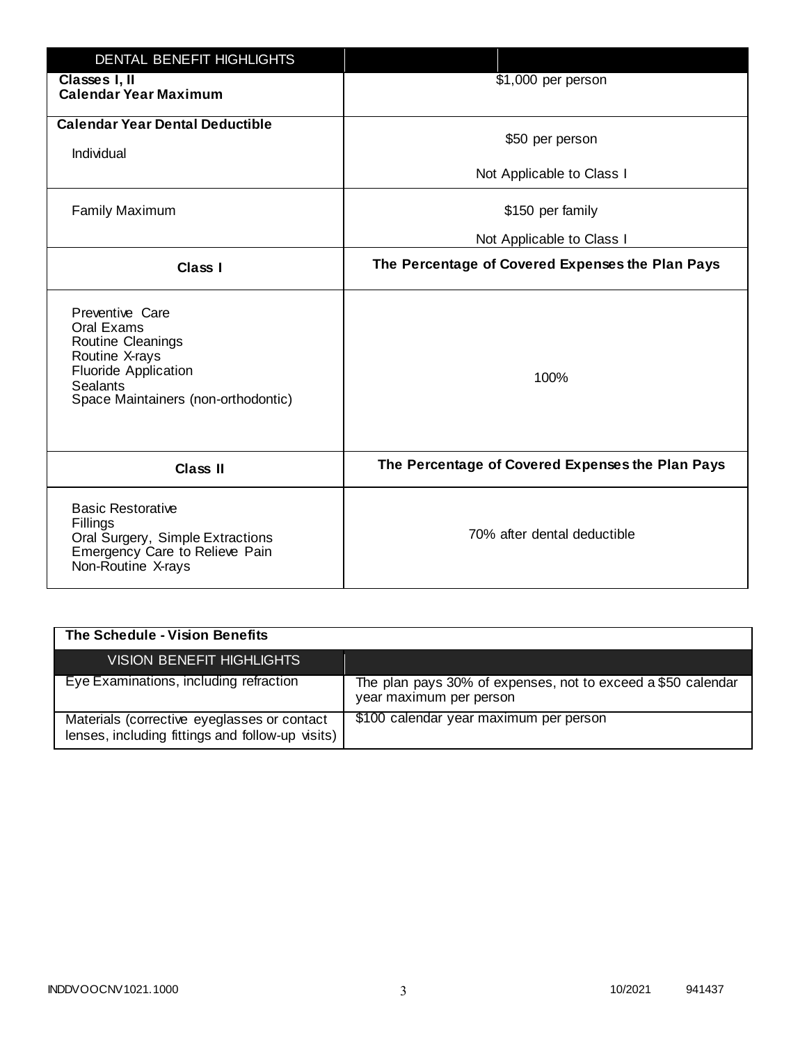| DENTAL BENEFIT HIGHLIGHTS | |
|---|---|
| **Classes I, II Calendar Year Maximum** | $1,000 per person |
| **Calendar Year Dental Deductible** Individual | $50 per person<br>Not Applicable to Class I |
| Family Maximum | $150 per family<br>Not Applicable to Class I |
| **Class I** | **The Percentage of Covered Expenses the Plan Pays** |
| Preventive Care<br>Oral Exams<br>Routine Cleanings<br>Routine X-rays<br>Fluoride Application<br>Sealants<br>Space Maintainers (non-orthodontic) | 100% |
| **Class II** | **The Percentage of Covered Expenses the Plan Pays** |
| Basic Restorative<br>Fillings<br>Oral Surgery, Simple Extractions<br>Emergency Care to Relieve Pain<br>Non-Routine X-rays | 70% after dental deductible |

**The Schedule - Vision Benefits**

| VISION BENEFIT HIGHLIGHTS | |
|---|---|
| Eye Examinations, including refraction | The plan pays 30% of expenses, not to exceed a $50 calendar year maximum per person |
| Materials (corrective eyeglasses or contact lenses, including fittings and follow-up visits) | $100 calendar year maximum per person |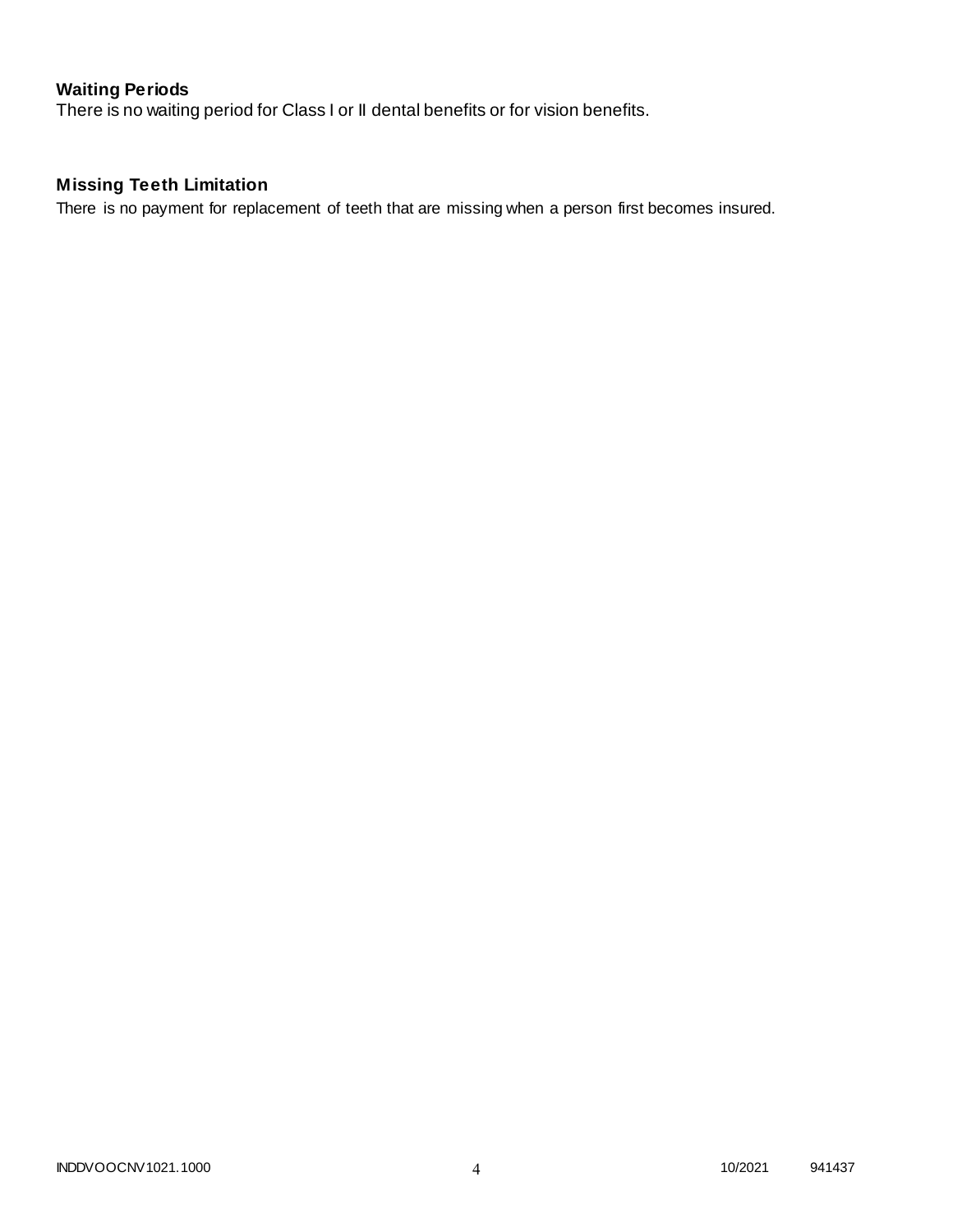### Waiting Periods

There is no waiting period for Class I or II dental benefits or for vision benefits.

### Missing Teeth Limitation

There is no payment for replacement of teeth that are missing when a person first becomes insured.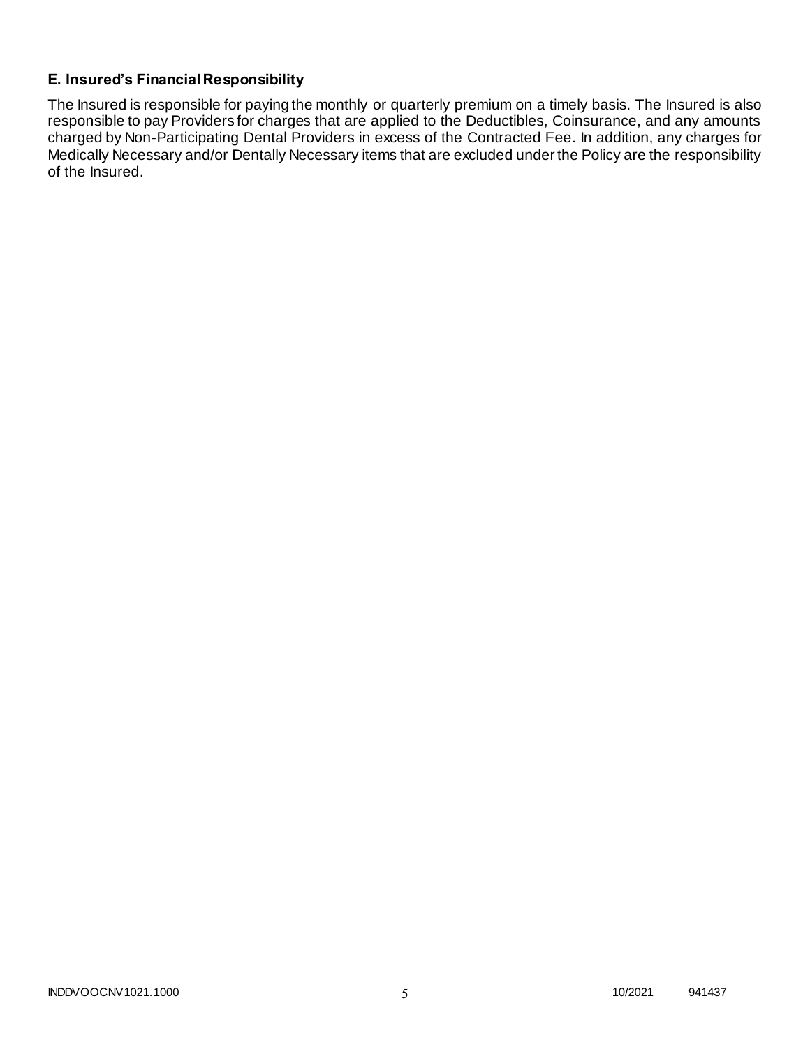### E. Insured's Financial Responsibility

The Insured is responsible for paying the monthly or quarterly premium on a timely basis. The Insured is also responsible to pay Providers for charges that are applied to the Deductibles, Coinsurance, and any amounts charged by Non-Participating Dental Providers in excess of the Contracted Fee. In addition, any charges for Medically Necessary and/or Dentally Necessary items that are excluded under the Policy are the responsibility of the Insured.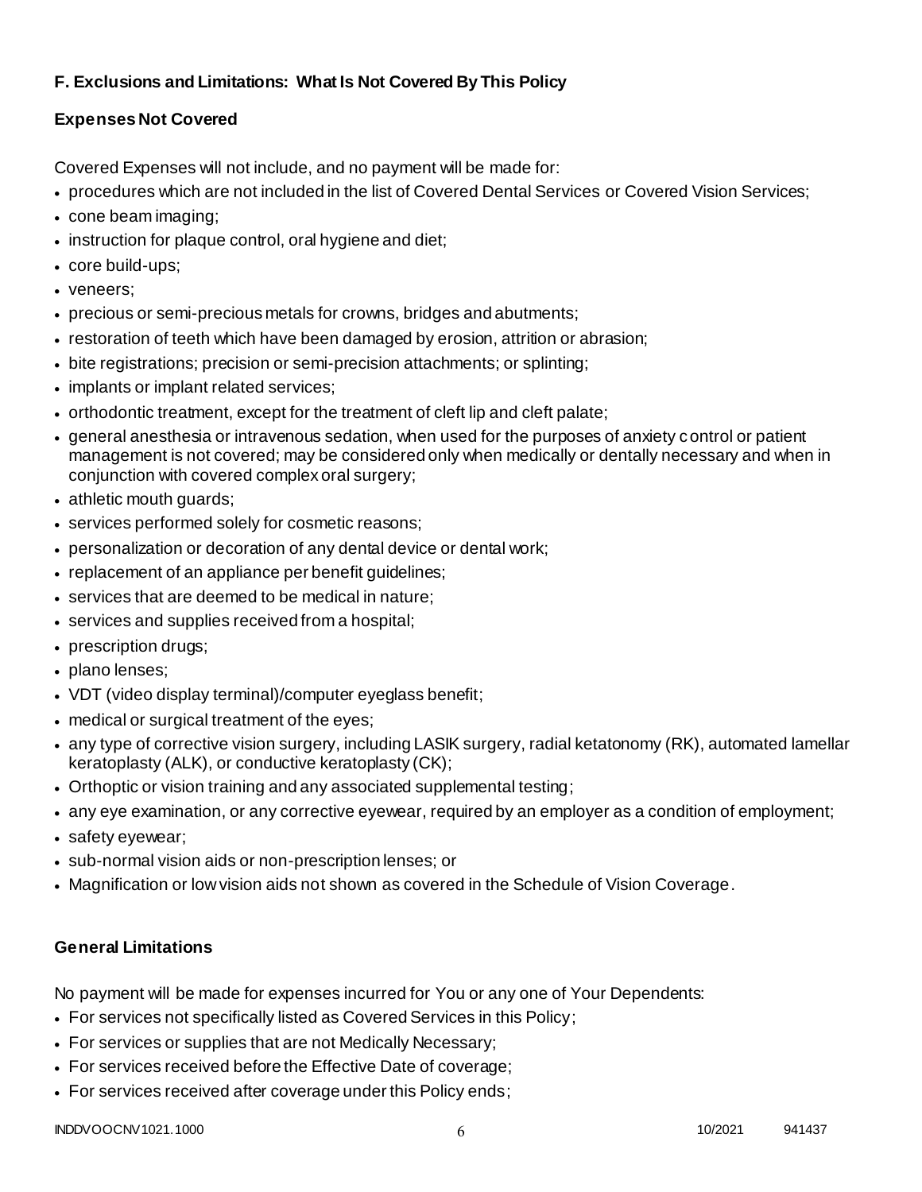### F. Exclusions and Limitations: What Is Not Covered By This Policy

#### Expenses Not Covered

Covered Expenses will not include, and no payment will be made for:

- procedures which are not included in the list of Covered Dental Services or Covered Vision Services;
- cone beam imaging;
- instruction for plaque control, oral hygiene and diet;
- core build-ups;
- veneers;
- precious or semi-precious metals for crowns, bridges and abutments;
- restoration of teeth which have been damaged by erosion, attrition or abrasion;
- bite registrations; precision or semi-precision attachments; or splinting;
- implants or implant related services;
- orthodontic treatment, except for the treatment of cleft lip and cleft palate;
- general anesthesia or intravenous sedation, when used for the purposes of anxiety control or patient management is not covered; may be considered only when medically or dentally necessary and when in conjunction with covered complex oral surgery;
- athletic mouth guards;
- services performed solely for cosmetic reasons;
- personalization or decoration of any dental device or dental work;
- replacement of an appliance per benefit guidelines;
- services that are deemed to be medical in nature;
- services and supplies received from a hospital;
- prescription drugs;
- plano lenses;
- VDT (video display terminal)/computer eyeglass benefit;
- medical or surgical treatment of the eyes;
- any type of corrective vision surgery, including LASIK surgery, radial ketatonomy (RK), automated lamellar keratoplasty (ALK), or conductive keratoplasty (CK);
- Orthoptic or vision training and any associated supplemental testing;
- any eye examination, or any corrective eyewear, required by an employer as a condition of employment;
- safety eyewear;
- sub-normal vision aids or non-prescription lenses; or
- Magnification or low vision aids not shown as covered in the Schedule of Vision Coverage.

#### General Limitations

No payment will be made for expenses incurred for You or any one of Your Dependents:

- For services not specifically listed as Covered Services in this Policy;
- For services or supplies that are not Medically Necessary;
- For services received before the Effective Date of coverage;
- For services received after coverage under this Policy ends;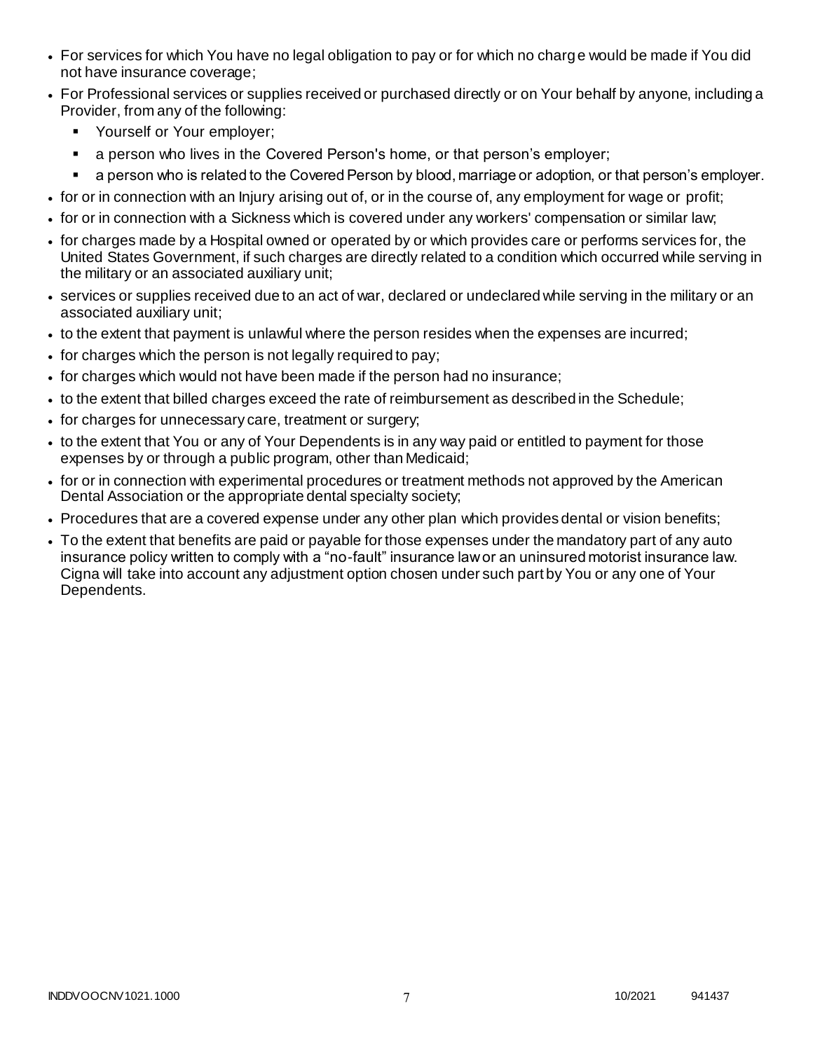- For services for which You have no legal obligation to pay or for which no charge would be made if You did not have insurance coverage;
- For Professional services or supplies received or purchased directly or on Your behalf by anyone, including a Provider, from any of the following:
  - Yourself or Your employer;
  - a person who lives in the Covered Person's home, or that person's employer;
  - a person who is related to the Covered Person by blood, marriage or adoption, or that person's employer.
- for or in connection with an Injury arising out of, or in the course of, any employment for wage or profit;
- for or in connection with a Sickness which is covered under any workers' compensation or similar law;
- for charges made by a Hospital owned or operated by or which provides care or performs services for, the United States Government, if such charges are directly related to a condition which occurred while serving in the military or an associated auxiliary unit;
- services or supplies received due to an act of war, declared or undeclared while serving in the military or an associated auxiliary unit;
- to the extent that payment is unlawful where the person resides when the expenses are incurred;
- for charges which the person is not legally required to pay;
- for charges which would not have been made if the person had no insurance;
- to the extent that billed charges exceed the rate of reimbursement as described in the Schedule;
- for charges for unnecessary care, treatment or surgery;
- to the extent that You or any of Your Dependents is in any way paid or entitled to payment for those expenses by or through a public program, other than Medicaid;
- for or in connection with experimental procedures or treatment methods not approved by the American Dental Association or the appropriate dental specialty society;
- Procedures that are a covered expense under any other plan which provides dental or vision benefits;
- To the extent that benefits are paid or payable for those expenses under the mandatory part of any auto insurance policy written to comply with a "no-fault" insurance law or an uninsured motorist insurance law. Cigna will take into account any adjustment option chosen under such part by You or any one of Your Dependents.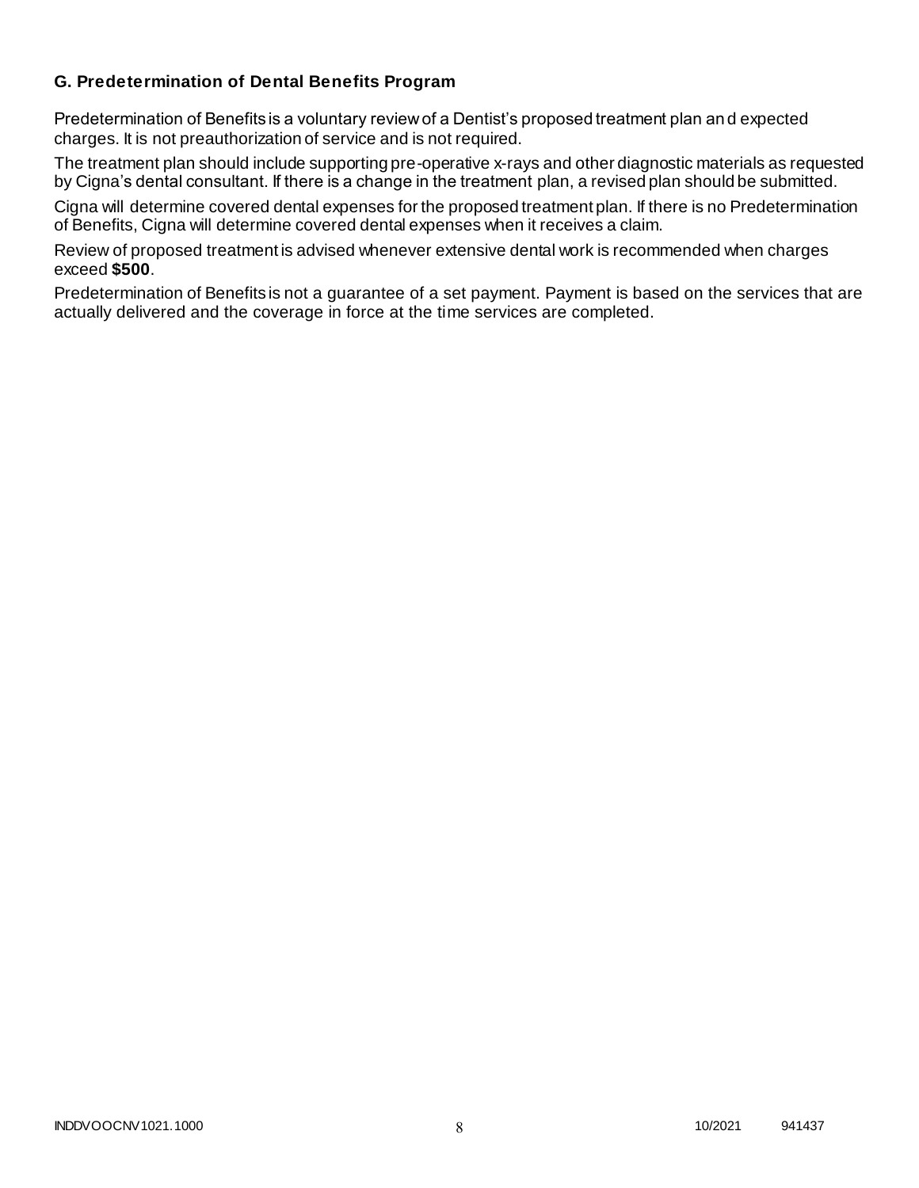### G. Predetermination of Dental Benefits Program

Predetermination of Benefits is a voluntary review of a Dentist's proposed treatment plan and expected charges. It is not preauthorization of service and is not required.

The treatment plan should include supporting pre-operative x-rays and other diagnostic materials as requested by Cigna's dental consultant. If there is a change in the treatment plan, a revised plan should be submitted.

Cigna will determine covered dental expenses for the proposed treatment plan. If there is no Predetermination of Benefits, Cigna will determine covered dental expenses when it receives a claim.

Review of proposed treatment is advised whenever extensive dental work is recommended when charges exceed **$500**.

Predetermination of Benefits is not a guarantee of a set payment. Payment is based on the services that are actually delivered and the coverage in force at the time services are completed.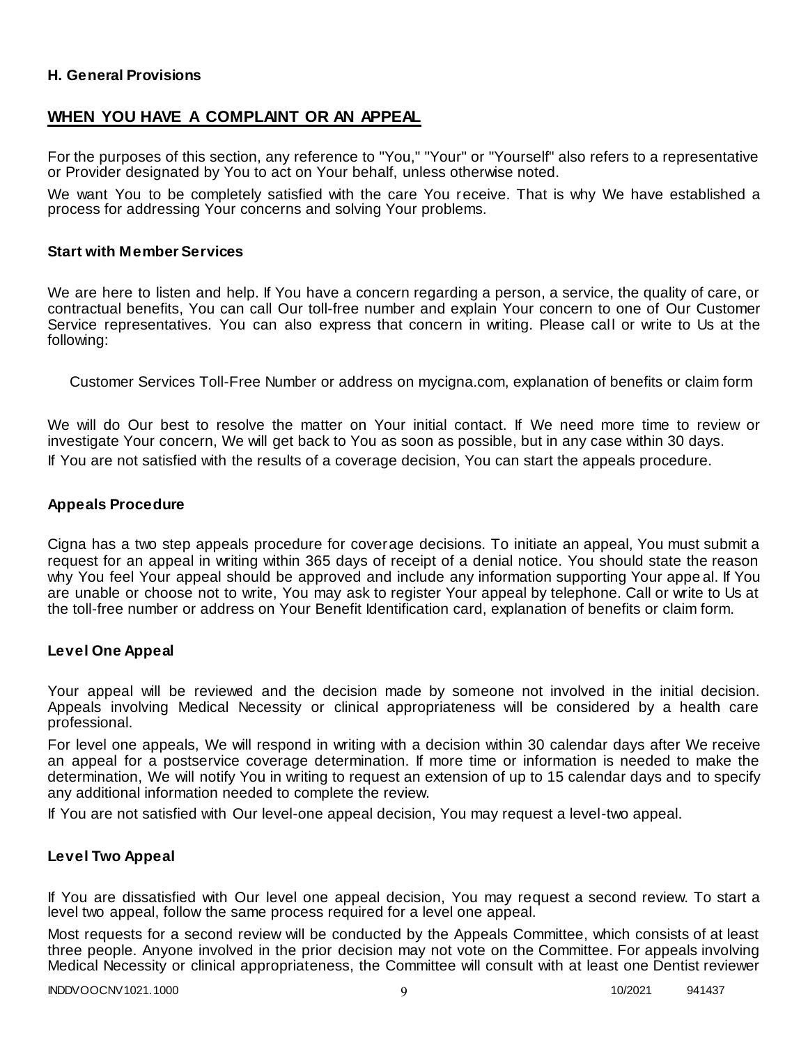**H. General Provisions**

## WHEN YOU HAVE A COMPLAINT OR AN APPEAL

For the purposes of this section, any reference to "You," "Your" or "Yourself" also refers to a representative or Provider designated by You to act on Your behalf, unless otherwise noted.

We want You to be completely satisfied with the care You receive. That is why We have established a process for addressing Your concerns and solving Your problems.

### Start with Member Services

We are here to listen and help. If You have a concern regarding a person, a service, the quality of care, or contractual benefits, You can call Our toll-free number and explain Your concern to one of Our Customer Service representatives. You can also express that concern in writing. Please call or write to Us at the following:

Customer Services Toll-Free Number or address on mycigna.com, explanation of benefits or claim form

We will do Our best to resolve the matter on Your initial contact. If We need more time to review or investigate Your concern, We will get back to You as soon as possible, but in any case within 30 days.

If You are not satisfied with the results of a coverage decision, You can start the appeals procedure.

### Appeals Procedure

Cigna has a two step appeals procedure for coverage decisions. To initiate an appeal, You must submit a request for an appeal in writing within 365 days of receipt of a denial notice. You should state the reason why You feel Your appeal should be approved and include any information supporting Your appeal. If You are unable or choose not to write, You may ask to register Your appeal by telephone. Call or write to Us at the toll-free number or address on Your Benefit Identification card, explanation of benefits or claim form.

### Level One Appeal

Your appeal will be reviewed and the decision made by someone not involved in the initial decision. Appeals involving Medical Necessity or clinical appropriateness will be considered by a health care professional.

For level one appeals, We will respond in writing with a decision within 30 calendar days after We receive an appeal for a postservice coverage determination. If more time or information is needed to make the determination, We will notify You in writing to request an extension of up to 15 calendar days and to specify any additional information needed to complete the review.

If You are not satisfied with Our level-one appeal decision, You may request a level-two appeal.

### Level Two Appeal

If You are dissatisfied with Our level one appeal decision, You may request a second review. To start a level two appeal, follow the same process required for a level one appeal.

Most requests for a second review will be conducted by the Appeals Committee, which consists of at least three people. Anyone involved in the prior decision may not vote on the Committee. For appeals involving Medical Necessity or clinical appropriateness, the Committee will consult with at least one Dentist reviewer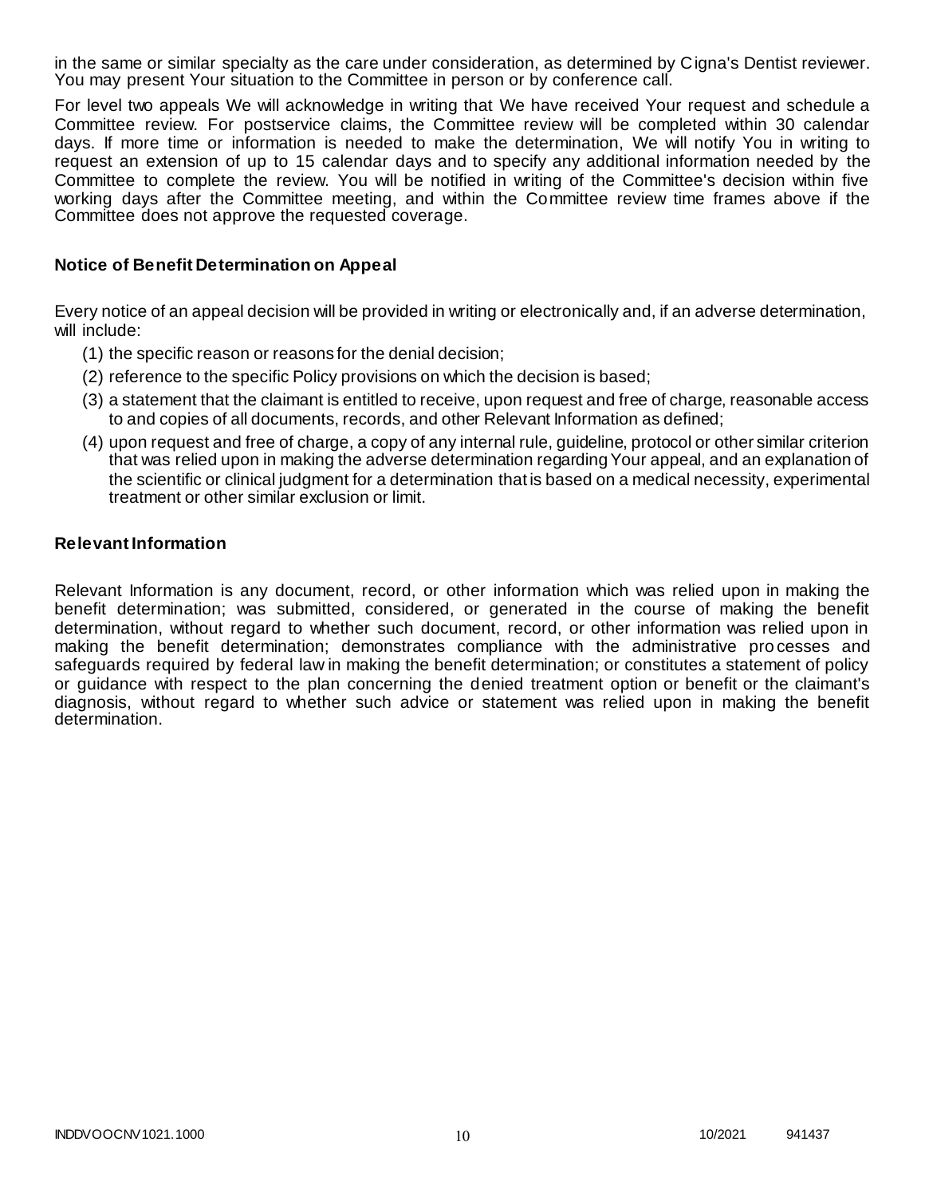in the same or similar specialty as the care under consideration, as determined by Cigna's Dentist reviewer. You may present Your situation to the Committee in person or by conference call.

For level two appeals We will acknowledge in writing that We have received Your request and schedule a Committee review. For postservice claims, the Committee review will be completed within 30 calendar days. If more time or information is needed to make the determination, We will notify You in writing to request an extension of up to 15 calendar days and to specify any additional information needed by the Committee to complete the review. You will be notified in writing of the Committee's decision within five working days after the Committee meeting, and within the Committee review time frames above if the Committee does not approve the requested coverage.

### Notice of Benefit Determination on Appeal

Every notice of an appeal decision will be provided in writing or electronically and, if an adverse determination, will include:

(1) the specific reason or reasons for the denial decision;

(2) reference to the specific Policy provisions on which the decision is based;

(3) a statement that the claimant is entitled to receive, upon request and free of charge, reasonable access to and copies of all documents, records, and other Relevant Information as defined;

(4) upon request and free of charge, a copy of any internal rule, guideline, protocol or other similar criterion that was relied upon in making the adverse determination regarding Your appeal, and an explanation of the scientific or clinical judgment for a determination that is based on a medical necessity, experimental treatment or other similar exclusion or limit.

### Relevant Information

Relevant Information is any document, record, or other information which was relied upon in making the benefit determination; was submitted, considered, or generated in the course of making the benefit determination, without regard to whether such document, record, or other information was relied upon in making the benefit determination; demonstrates compliance with the administrative processes and safeguards required by federal law in making the benefit determination; or constitutes a statement of policy or guidance with respect to the plan concerning the denied treatment option or benefit or the claimant's diagnosis, without regard to whether such advice or statement was relied upon in making the benefit determination.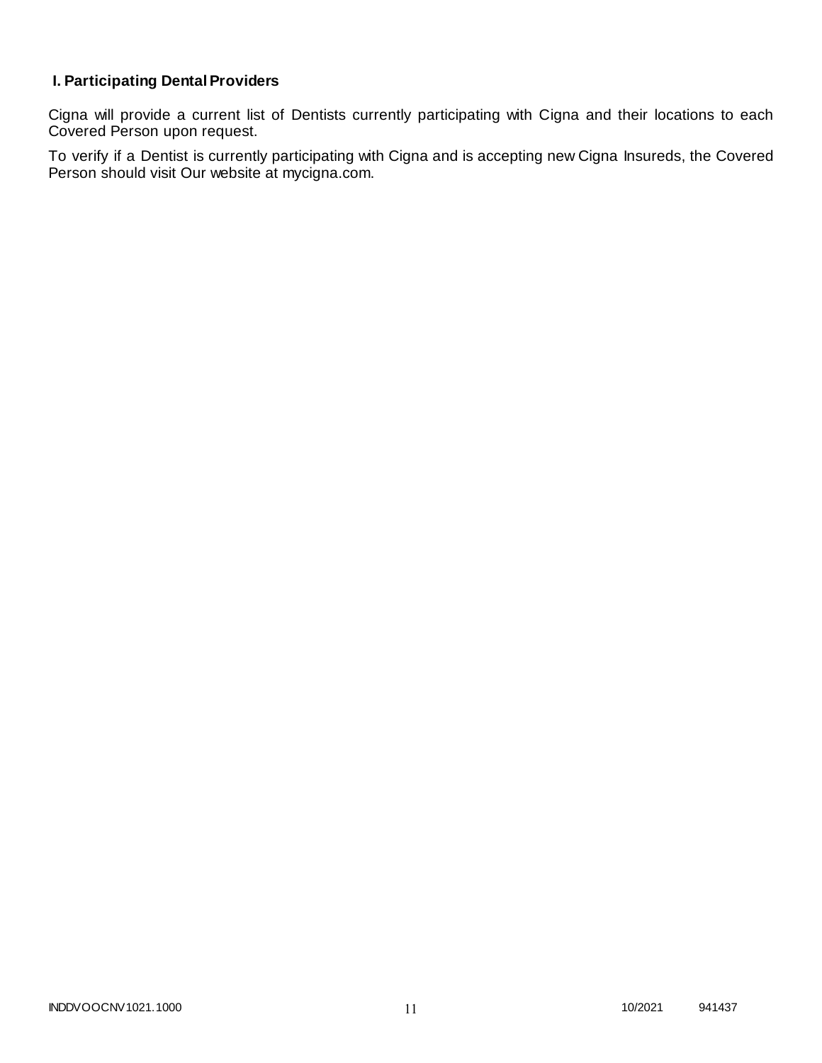## I. Participating Dental Providers

Cigna will provide a current list of Dentists currently participating with Cigna and their locations to each Covered Person upon request.

To verify if a Dentist is currently participating with Cigna and is accepting new Cigna Insureds, the Covered Person should visit Our website at mycigna.com.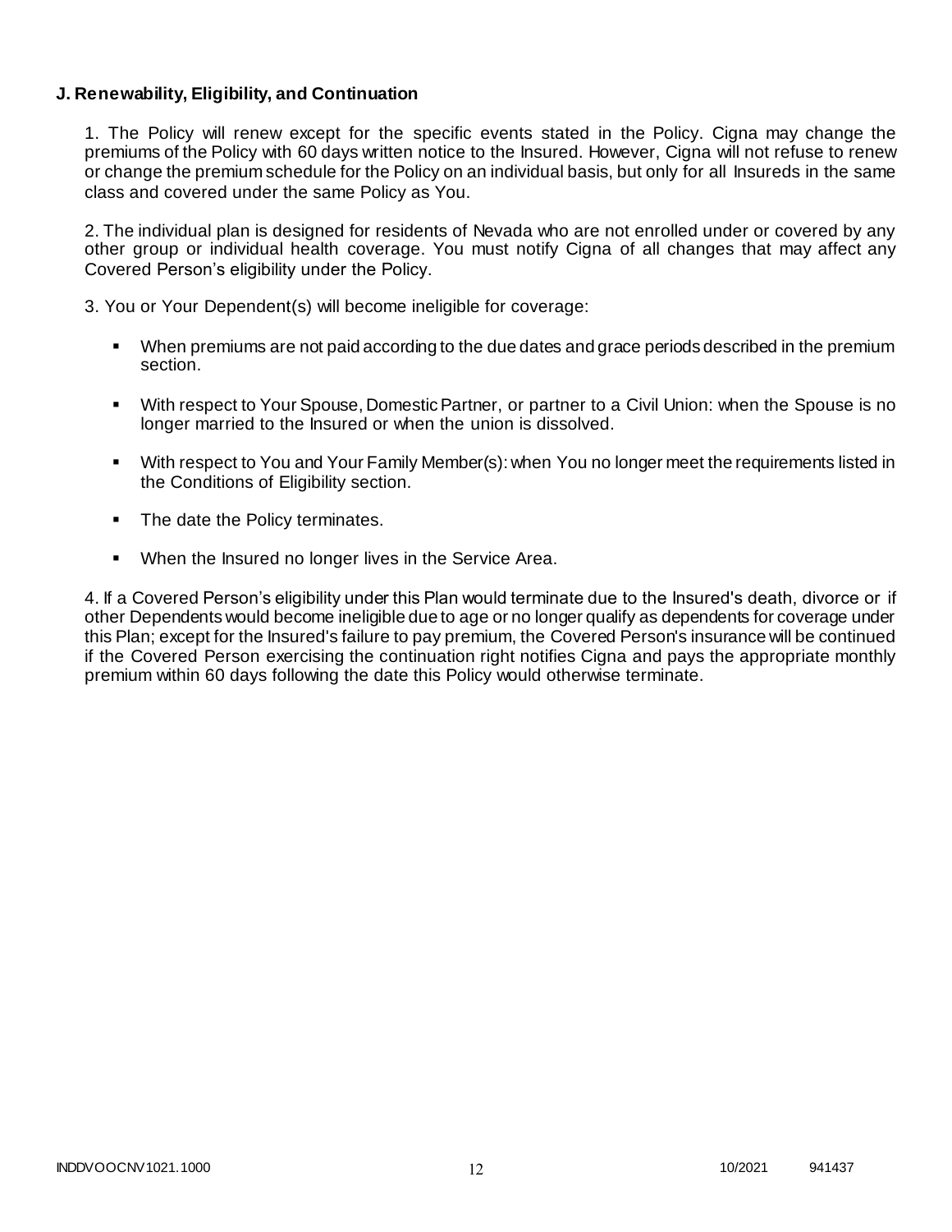**J. Renewability, Eligibility, and Continuation**

1. The Policy will renew except for the specific events stated in the Policy. Cigna may change the premiums of the Policy with 60 days written notice to the Insured. However, Cigna will not refuse to renew or change the premium schedule for the Policy on an individual basis, but only for all Insureds in the same class and covered under the same Policy as You.

2. The individual plan is designed for residents of Nevada who are not enrolled under or covered by any other group or individual health coverage. You must notify Cigna of all changes that may affect any Covered Person's eligibility under the Policy.

3. You or Your Dependent(s) will become ineligible for coverage:

- When premiums are not paid according to the due dates and grace periods described in the premium section.
- With respect to Your Spouse, Domestic Partner, or partner to a Civil Union: when the Spouse is no longer married to the Insured or when the union is dissolved.
- With respect to You and Your Family Member(s): when You no longer meet the requirements listed in the Conditions of Eligibility section.
- The date the Policy terminates.
- When the Insured no longer lives in the Service Area.

4. If a Covered Person's eligibility under this Plan would terminate due to the Insured's death, divorce or if other Dependents would become ineligible due to age or no longer qualify as dependents for coverage under this Plan; except for the Insured's failure to pay premium, the Covered Person's insurance will be continued if the Covered Person exercising the continuation right notifies Cigna and pays the appropriate monthly premium within 60 days following the date this Policy would otherwise terminate.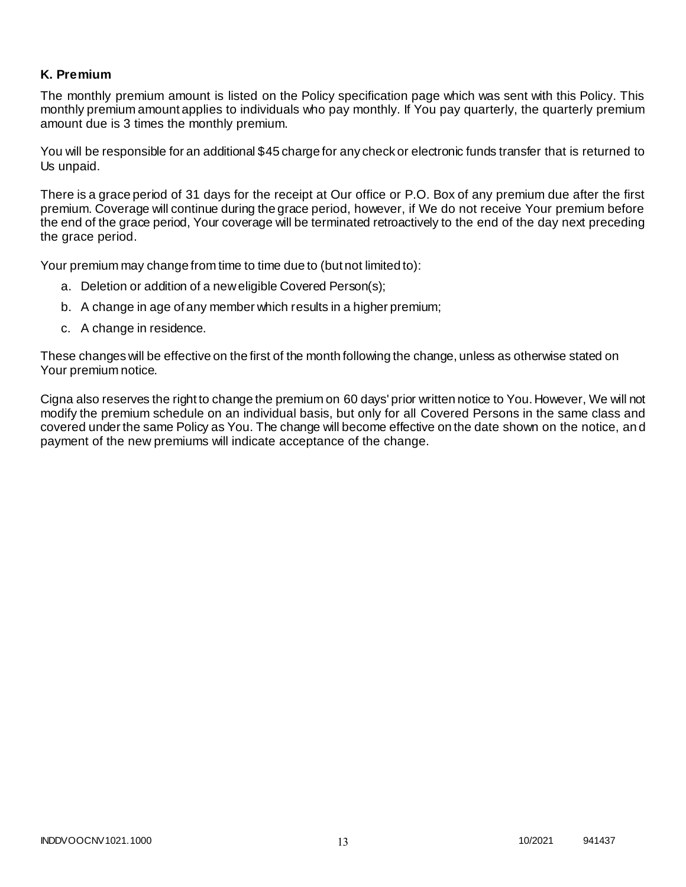### K. Premium

The monthly premium amount is listed on the Policy specification page which was sent with this Policy. This monthly premium amount applies to individuals who pay monthly. If You pay quarterly, the quarterly premium amount due is 3 times the monthly premium.

You will be responsible for an additional $45 charge for any check or electronic funds transfer that is returned to Us unpaid.

There is a grace period of 31 days for the receipt at Our office or P.O. Box of any premium due after the first premium. Coverage will continue during the grace period, however, if We do not receive Your premium before the end of the grace period, Your coverage will be terminated retroactively to the end of the day next preceding the grace period.

Your premium may change from time to time due to (but not limited to):

a. Deletion or addition of a new eligible Covered Person(s);
b. A change in age of any member which results in a higher premium;
c. A change in residence.

These changes will be effective on the first of the month following the change, unless as otherwise stated on Your premium notice.

Cigna also reserves the right to change the premium on 60 days' prior written notice to You. However, We will not modify the premium schedule on an individual basis, but only for all Covered Persons in the same class and covered under the same Policy as You. The change will become effective on the date shown on the notice, and payment of the new premiums will indicate acceptance of the change.